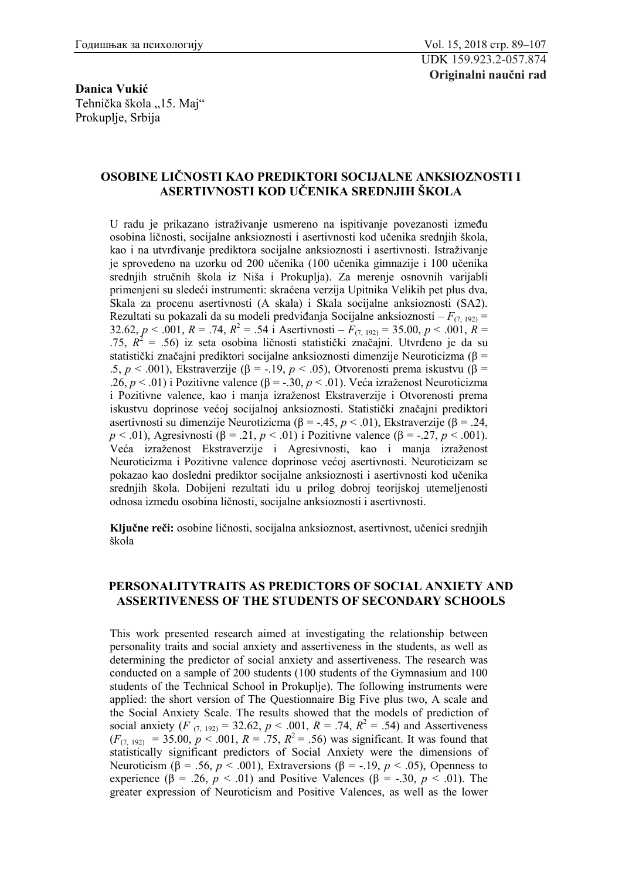UDK 159.923.2-057.874

**Originalni naučni rad**

**Danica Vukić**
Tehnička škola „15. Maj"
Prokuplje, Srbija

## OSOBINE LIČNOSTI KAO PREDIKTORI SOCIJALNE ANKSIOZNOSTI I ASERTIVNOSTI KOD UČENIKA SREDNJIH ŠKOLA

U radu je prikazano istraživanje usmereno na ispitivanje povezanosti između osobina ličnosti, socijalne anksioznosti i asertivnosti kod učenika srednjih škola, kao i na utvrđivanje prediktora socijalne anksioznosti i asertivnosti. Istraživanje je sprovedeno na uzorku od 200 učenika (100 učenika gimnazije i 100 učenika srednjih stručnih škola iz Niša i Prokuplja). Za merenje osnovnih varijabli primenjeni su sledeći instrumenti: skraćena verzija Upitnika Velikih pet plus dva, Skala za procenu asertivnosti (A skala) i Skala socijalne anksioznosti (SA2). Rezultati su pokazali da su modeli predviđanja Socijalne anksioznosti – $F_{(7,\ 192)} = 32.62$, $p < .001$, $R = .74$, $R^2 = .54$ i Asertivnosti – $F_{(7,\ 192)} = 35.00$, $p < .001$, $R = .75$, $R^2 = .56$) iz seta osobina ličnosti statistički značajni. Utvrđeno je da su statistički značajni prediktori socijalne anksioznosti dimenzije Neuroticizma ($β = .5$, $p < .001$), Ekstraverzije ($β = -.19$, $p < .05$), Otvorenosti prema iskustvu ($β = .26$, $p < .01$) i Pozitivne valence ($β = -.30$, $p < .01$). Veća izraženost Neuroticizma i Pozitivne valence, kao i manja izraženost Ekstraverzije i Otvorenosti prema iskustvu doprinose većoj socijalnoj anksioznosti. Statistički značajni prediktori asertivnosti su dimenzije Neurotizicma ($β = -.45$, $p < .01$), Ekstraverzije ($β = .24$, $p < .01$), Agresivnosti ($β = .21$, $p < .01$) i Pozitivne valence ($β = -.27$, $p < .001$). Veća izraženost Ekstraverzije i Agresivnosti, kao i manja izraženost Neuroticizma i Pozitivne valence doprinose većoj asertivnosti. Neuroticizam se pokazao kao dosledni prediktor socijalne anksioznosti i asertivnosti kod učenika srednjih škola. Dobijeni rezultati idu u prilog dobroj teorijskoj utemeljenosti odnosa između osobina ličnosti, socijalne anksioznosti i asertivnosti.

**Ključne reči:** osobine ličnosti, socijalna anksioznost, asertivnost, učenici srednjih škola

## PERSONALITYTRAITS AS PREDICTORS OF SOCIAL ANXIETY AND ASSERTIVENESS OF THE STUDENTS OF SECONDARY SCHOOLS

This work presented research aimed at investigating the relationship between personality traits and social anxiety and assertiveness in the students, as well as determining the predictor of social anxiety and assertiveness. The research was conducted on a sample of 200 students (100 students of the Gymnasium and 100 students of the Technical School in Prokuplje). The following instruments were applied: the short version of The Questionnaire Big Five plus two, A scale and the Social Anxiety Scale. The results showed that the models of prediction of social anxiety ($F_{(7,\ 192)} = 32.62$, $p < .001$, $R = .74$, $R^2 = .54$) and Assertiveness ($F_{(7,\ 192)} = 35.00$, $p < .001$, $R = .75$, $R^2 = .56$) was significant. It was found that statistically significant predictors of Social Anxiety were the dimensions of Neuroticism ($β = .56$, $p < .001$), Extraversions ($β = -.19$, $p < .05$), Openness to experience ($β = .26$, $p < .01$) and Positive Valences ($β = -.30$, $p < .01$). The greater expression of Neuroticism and Positive Valences, as well as the lower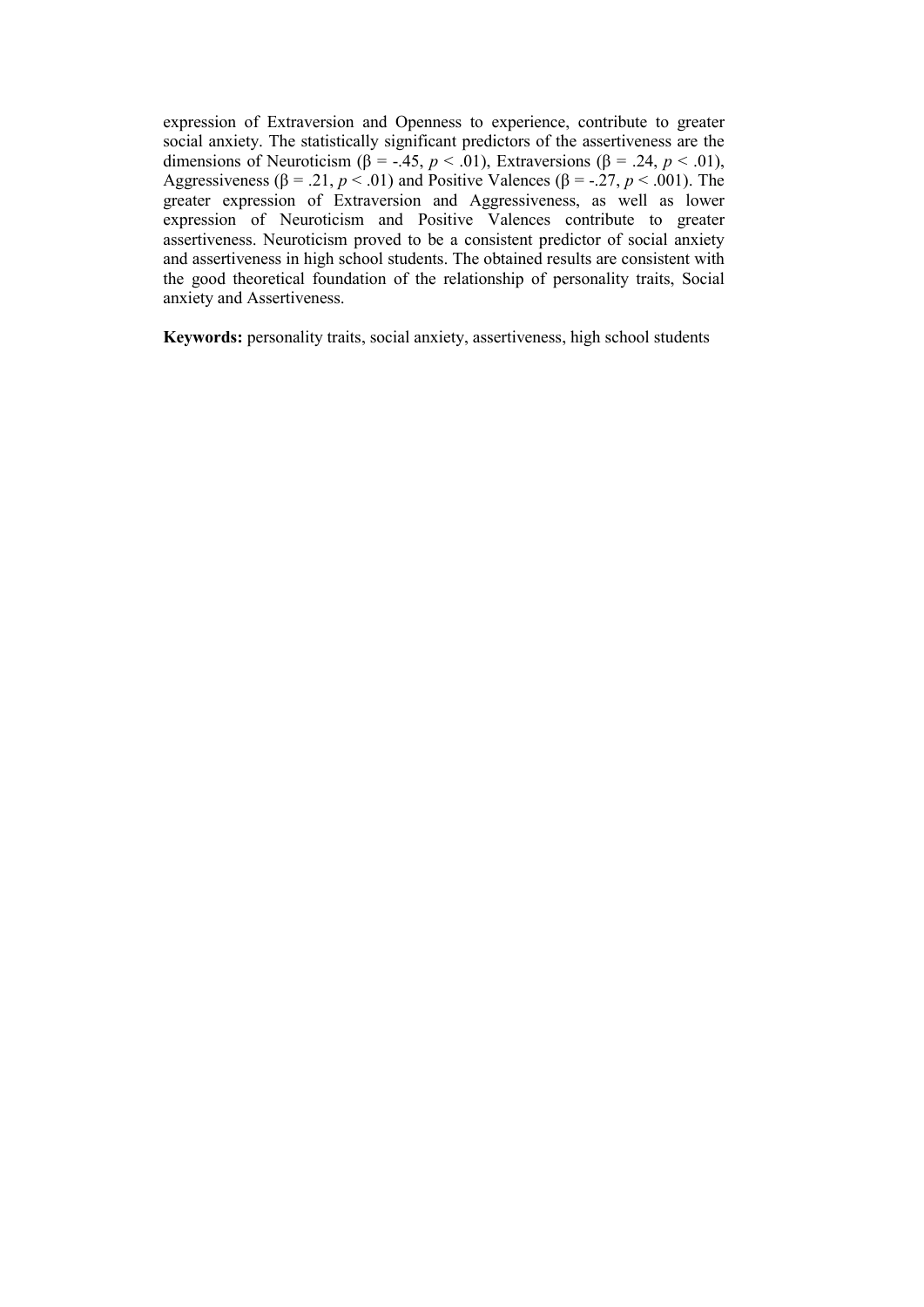expression of Extraversion and Openness to experience, contribute to greater social anxiety. The statistically significant predictors of the assertiveness are the dimensions of Neuroticism ($\beta = -.45$, $p < .01$), Extraversions ($\beta = .24$, $p < .01$), Aggressiveness ($\beta = .21$, $p < .01$) and Positive Valences ($\beta = -.27$, $p < .001$). The greater expression of Extraversion and Aggressiveness, as well as lower expression of Neuroticism and Positive Valences contribute to greater assertiveness. Neuroticism proved to be a consistent predictor of social anxiety and assertiveness in high school students. The obtained results are consistent with the good theoretical foundation of the relationship of personality traits, Social anxiety and Assertiveness.

**Keywords:** personality traits, social anxiety, assertiveness, high school students